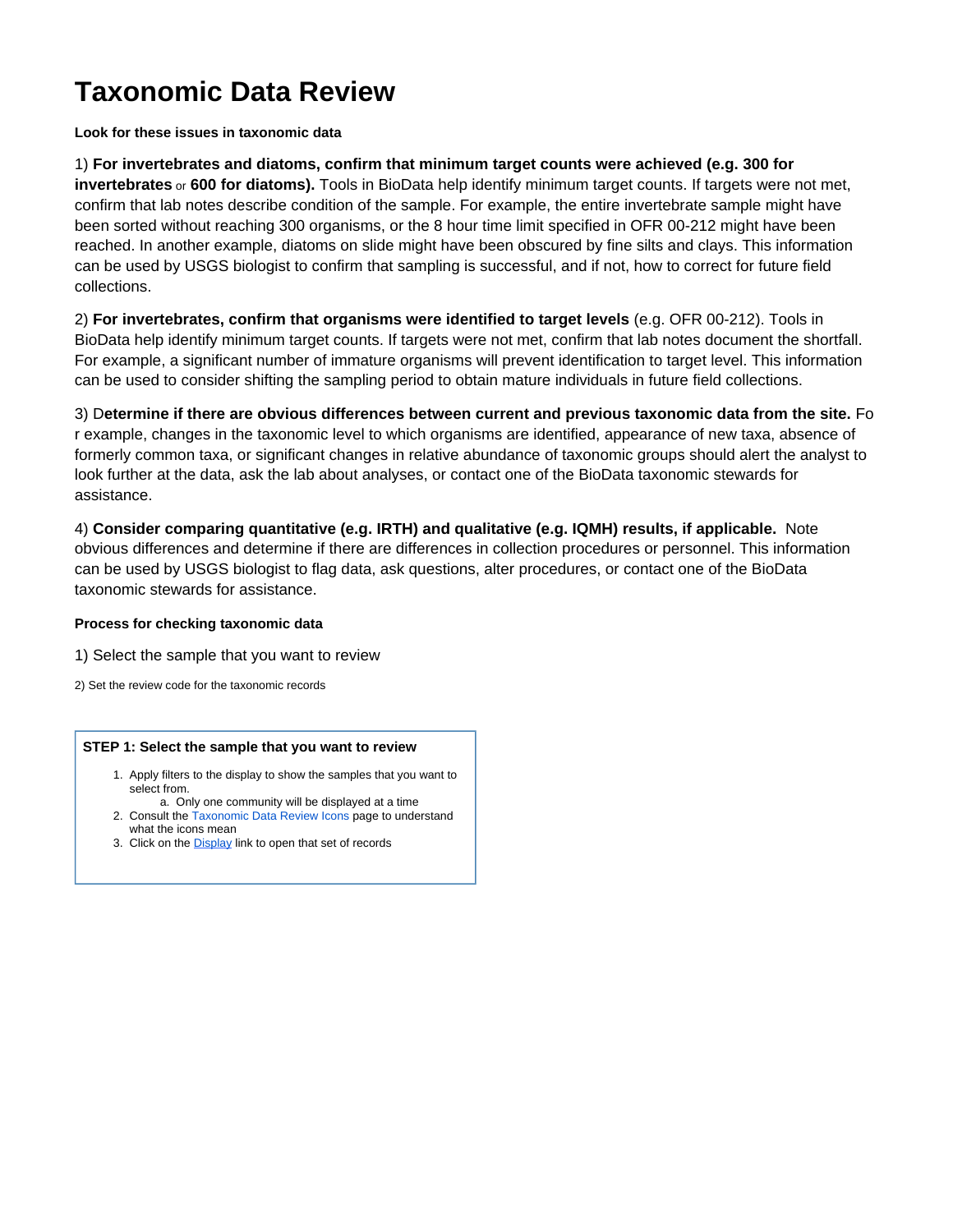# Taxonomic Data Review

**Look for these issues in taxonomic data**

1) **For invertebrates and diatoms, confirm that minimum target counts were achieved (e.g. 300 for invertebrates** or **600 for diatoms).** Tools in BioData help identify minimum target counts. If targets were not met, confirm that lab notes describe condition of the sample. For example, the entire invertebrate sample might have been sorted without reaching 300 organisms, or the 8 hour time limit specified in OFR 00-212 might have been reached. In another example, diatoms on slide might have been obscured by fine silts and clays. This information can be used by USGS biologist to confirm that sampling is successful, and if not, how to correct for future field collections.

2) **For invertebrates, confirm that organisms were identified to target levels** (e.g. OFR 00-212). Tools in BioData help identify minimum target counts. If targets were not met, confirm that lab notes document the shortfall. For example, a significant number of immature organisms will prevent identification to target level. This information can be used to consider shifting the sampling period to obtain mature individuals in future field collections.

3) D**etermine if there are obvious differences between current and previous taxonomic data from the site.** For example, changes in the taxonomic level to which organisms are identified, appearance of new taxa, absence of formerly common taxa, or significant changes in relative abundance of taxonomic groups should alert the analyst to look further at the data, ask the lab about analyses, or contact one of the BioData taxonomic stewards for assistance.

4) **Consider comparing quantitative (e.g. IRTH) and qualitative (e.g. IQMH) results, if applicable.** Note obvious differences and determine if there are differences in collection procedures or personnel. This information can be used by USGS biologist to flag data, ask questions, alter procedures, or contact one of the BioData taxonomic stewards for assistance.

**Process for checking taxonomic data**

1) Select the sample that you want to review

2) Set the review code for the taxonomic records

**STEP 1: Select the sample that you want to review**

1. Apply filters to the display to show the samples that you want to select from.
   a. Only one community will be displayed at a time
2. Consult the Taxonomic Data Review Icons page to understand what the icons mean
3. Click on the Display link to open that set of records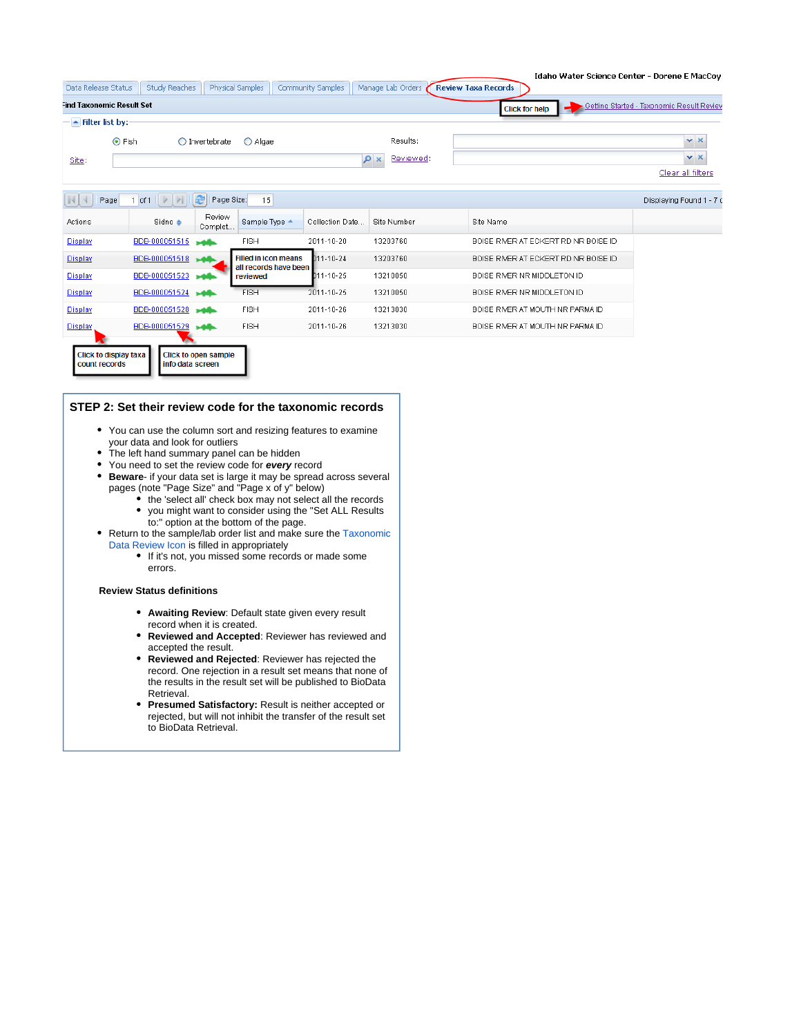Idaho Water Science Center - Dorene E MacCoy

Data Release Status | Study Reaches | Physical Samples | Community Samples | Manage Lab Orders | Review Taxa Records

Find Taxonomic Result Set

Click for help → Getting Started - Taxonomic Result Review

Filter list by:

Fish   Invertebrate   Algae   Results:

Site:   Reviewed:

Clear all filters

Page 1 of 1   Page Size: 15   Displaying Found 1 - 7

| Actions | Sidno | Review Complet... | Sample Type | Collection Date | Site Number | Site Name |
|---|---|---|---|---|---|---|
| Display | BDB-000051515 | | FISH | 2011-10-20 | 13203760 | BOISE RIVER AT ECKERT RD NR BOISE ID |
| Display | BDB-000051518 | | FISH | 2011-10-24 | 13203760 | BOISE RIVER AT ECKERT RD NR BOISE ID |
| Display | BDB-000051523 | | FISH | 2011-10-25 | 13210050 | BOISE RIVER NR MIDDLETON ID |
| Display | BDB-000051524 | | FISH | 2011-10-25 | 13210050 | BOISE RIVER NR MIDDLETON ID |
| Display | BDB-000051528 | | FISH | 2011-10-26 | 13213030 | BOISE RIVER AT MOUTH NR PARMA ID |
| Display | BDB-000051529 | | FISH | 2011-10-26 | 13213030 | BOISE RIVER AT MOUTH NR PARMA ID |

Filled in icon means all records have been reviewed

Click to display taxa count records

Click to open sample info data screen

## STEP 2: Set their review code for the taxonomic records

- You can use the column sort and resizing features to examine your data and look for outliers
- The left hand summary panel can be hidden
- You need to set the review code for ***every*** record
- **Beware**- if your data set is large it may be spread across several pages (note "Page Size" and "Page x of y" below)
  - the 'select all' check box may not select all the records
  - you might want to consider using the "Set ALL Results to:" option at the bottom of the page.
- Return to the sample/lab order list and make sure the Taxonomic Data Review Icon is filled in appropriately
  - If it's not, you missed some records or made some errors.

**Review Status definitions**

- **Awaiting Review**: Default state given every result record when it is created.
- **Reviewed and Accepted**: Reviewer has reviewed and accepted the result.
- **Reviewed and Rejected**: Reviewer has rejected the record. One rejection in a result set means that none of the results in the result set will be published to BioData Retrieval.
- **Presumed Satisfactory:** Result is neither accepted or rejected, but will not inhibit the transfer of the result set to BioData Retrieval.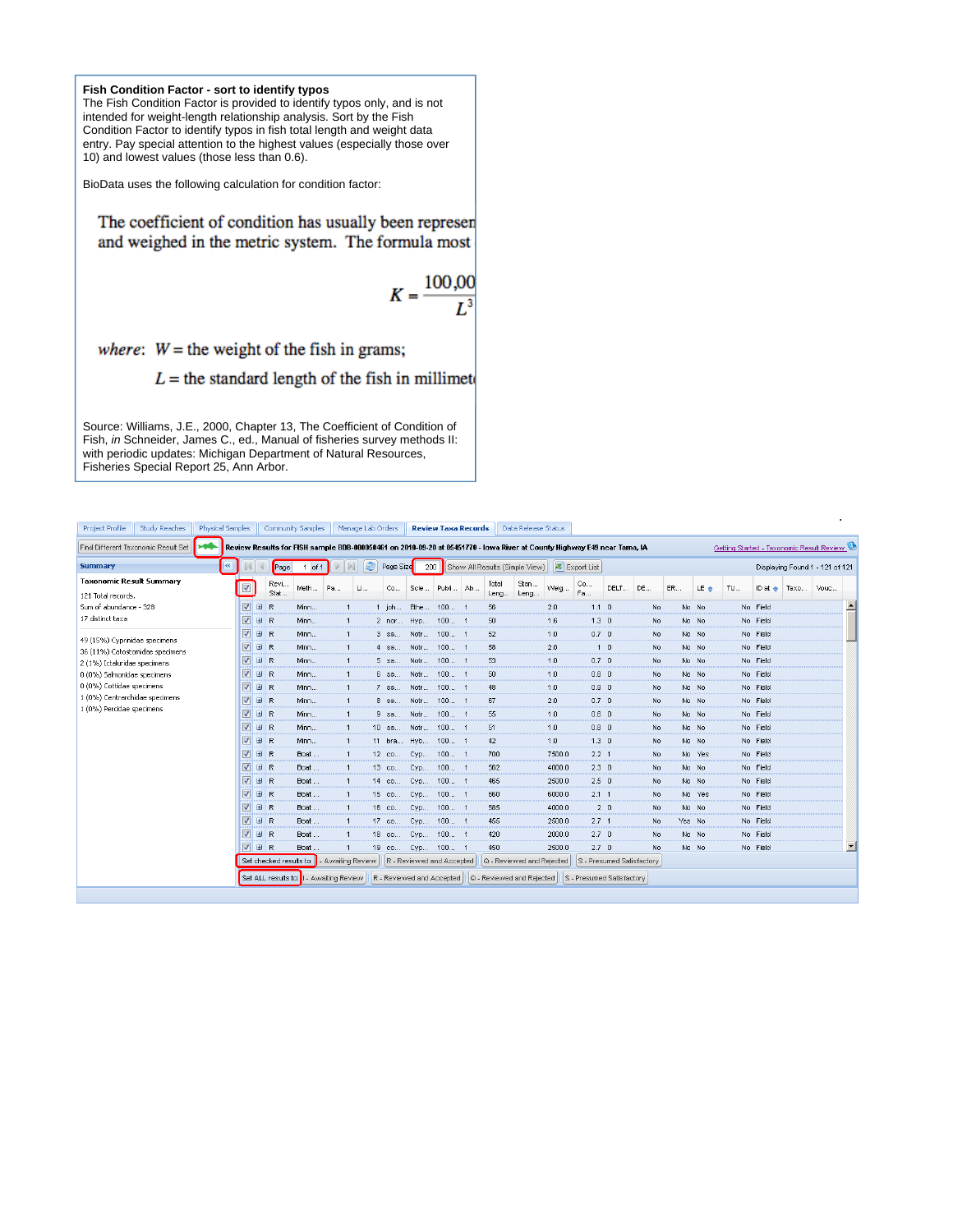**Fish Condition Factor - sort to identify typos**
The Fish Condition Factor is provided to identify typos only, and is not intended for weight-length relationship analysis. Sort by the Fish Condition Factor to identify typos in fish total length and weight data entry. Pay special attention to the highest values (especially those over 10) and lowest values (those less than 0.6).

BioData uses the following calculation for condition factor:

The coefficient of condition has usually been represen
and weighed in the metric system. The formula most

$$K = \frac{100,00}{L^3}$$

*where*: $W$ = the weight of the fish in grams;

$L$ = the standard length of the fish in millimet

Source: Williams, J.E., 2000, Chapter 13, The Coefficient of Condition of Fish, *in* Schneider, James C., ed., Manual of fisheries survey methods II: with periodic updates: Michigan Department of Natural Resources, Fisheries Special Report 25, Ann Arbor.

Project Profile | Study Reaches | Physical Samples | Community Samples | Manage Lab Orders | **Review Taxa Records** | Data Release Status

Find Different Taxonomic Result Set

Review Results for FISH sample BDB-000050461 on 2010-09-20 at 05451770 - Iowa River at County Highway E49 near Tama, IA

Getting Started - Taxonomic Result Review

**Summary**

Taxonomic Result Summary

121 Total records.
Sum of abundance = 328
17 distinct taxa

49 (15%) Cyprinidae specimens
36 (11%) Catostomidae specimens
2 (1%) Ictaluridae specimens
0 (0%) Salmonidae specimens
0 (0%) Cottidae specimens
1 (0%) Centrarchidae specimens
1 (0%) Percidae specimens

Page 1 of 1 | Page Size 200 | Show All Results (Simple View) | Export List | Displaying Found 1 - 121 of 121

| | | Revi... Stat... | Meth... | Pa... | Li... | Co... | Scie... | Publi... | Ab... | Total Leng... | Stan... Leng... | Weig... | Co... Fa... | DELT... | DE... | ER... | LE | TU... | ID st | Taxo... | Vouc... |
|---|---|---|---|---|---|---|---|---|---|---|---|---|---|---|---|---|---|---|---|---|---|
| ☑ | ⊞ | R | Minn... | | 1 | 1 joh... | Ethe... | 100... | 1 | 56 | | 2.0 | 1.1 | 0 | No | No | No | No | Field | | |
| ☑ | ⊞ | R | Minn... | | 1 | 2 nor... | Hyp... | 100... | 1 | 50 | | 1.6 | 1.3 | 0 | No | No | No | No | Field | | |
| ☑ | ⊞ | R | Minn... | | 1 | 3 sa... | Notr... | 100... | 1 | 52 | | 1.0 | 0.7 | 0 | No | No | No | No | Field | | |
| ☑ | ⊞ | R | Minn... | | 1 | 4 sa... | Notr... | 100... | 1 | 58 | | 2.0 | 1 | 0 | No | No | No | No | Field | | |
| ☑ | ⊞ | R | Minn... | | 1 | 5 sa... | Notr... | 100... | 1 | 53 | | 1.0 | 0.7 | 0 | No | No | No | No | Field | | |
| ☑ | ⊞ | R | Minn... | | 1 | 6 sa... | Notr... | 100... | 1 | 50 | | 1.0 | 0.8 | 0 | No | No | No | No | Field | | |
| ☑ | ⊞ | R | Minn... | | 1 | 7 sa... | Notr... | 100... | 1 | 48 | | 1.0 | 0.9 | 0 | No | No | No | No | Field | | |
| ☑ | ⊞ | R | Minn... | | 1 | 8 sa... | Notr... | 100... | 1 | 57 | | 2.0 | 0.7 | 0 | No | No | No | No | Field | | |
| ☑ | ⊞ | R | Minn... | | 1 | 9 sa... | Notr... | 100... | 1 | 55 | | 1.0 | 0.6 | 0 | No | No | No | No | Field | | |
| ☑ | ⊞ | R | Minn... | | 1 | 10 sa... | Notr... | 100... | 1 | 51 | | 1.0 | 0.8 | 0 | No | No | No | No | Field | | |
| ☑ | ⊞ | R | Minn... | | 1 | 11 bra... | Hyb... | 100... | 1 | 42 | | 1.0 | 1.3 | 0 | No | No | No | No | Field | | |
| ☑ | ⊞ | R | Boat ... | | 1 | 12 co... | Cyp... | 100... | 1 | 700 | | 7500.0 | 2.2 | 1 | No | No | Yes | No | Field | | |
| ☑ | ⊞ | R | Boat ... | | 1 | 13 co... | Cyp... | 100... | 1 | 562 | | 4000.0 | 2.3 | 0 | No | No | No | No | Field | | |
| ☑ | ⊞ | R | Boat ... | | 1 | 14 co... | Cyp... | 100... | 1 | 465 | | 2500.0 | 2.5 | 0 | No | No | No | No | Field | | |
| ☑ | ⊞ | R | Boat ... | | 1 | 15 co... | Cyp... | 100... | 1 | 660 | | 6000.0 | 2.1 | 1 | No | No | Yes | No | Field | | |
| ☑ | ⊞ | R | Boat ... | | 1 | 16 co... | Cyp... | 100... | 1 | 585 | | 4000.0 | 2 | 0 | No | No | No | No | Field | | |
| ☑ | ⊞ | R | Boat ... | | 1 | 17 co... | Cyp... | 100... | 1 | 455 | | 2500.0 | 2.7 | 1 | No | Yes | No | No | Field | | |
| ☑ | ⊞ | R | Boat ... | | 1 | 18 co... | Cyp... | 100... | 1 | 420 | | 2000.0 | 2.7 | 0 | No | No | No | No | Field | | |
| ☑ | ⊞ | R | Boat ... | | 1 | 19 co... | Cyp... | 100... | 1 | 450 | | 2500.0 | 2.7 | 0 | No | No | No | No | Field | | |

Set checked results to: | - Awaiting Review | R - Reviewed and Accepted | Q - Reviewed and Rejected | S - Presumed Satisfactory

Set ALL results to: | I - Awaiting Review | R - Reviewed and Accepted | Q - Reviewed and Rejected | S - Presumed Satisfactory